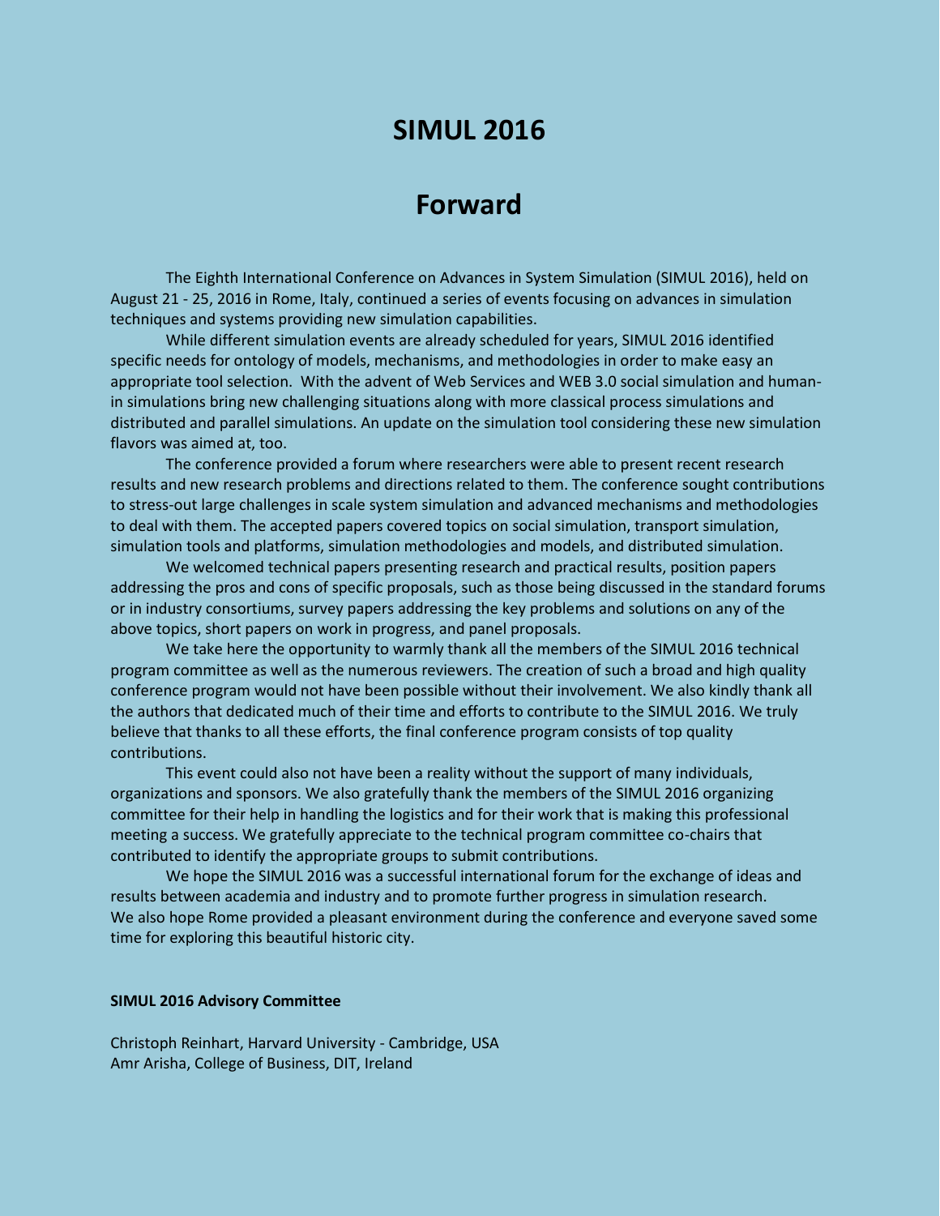# SIMUL 2016

## Forward

The Eighth International Conference on Advances in System Simulation (SIMUL 2016), held on August 21 - 25, 2016 in Rome, Italy, continued a series of events focusing on advances in simulation techniques and systems providing new simulation capabilities.

While different simulation events are already scheduled for years, SIMUL 2016 identified specific needs for ontology of models, mechanisms, and methodologies in order to make easy an appropriate tool selection. With the advent of Web Services and WEB 3.0 social simulation and human-in simulations bring new challenging situations along with more classical process simulations and distributed and parallel simulations. An update on the simulation tool considering these new simulation flavors was aimed at, too.

The conference provided a forum where researchers were able to present recent research results and new research problems and directions related to them. The conference sought contributions to stress-out large challenges in scale system simulation and advanced mechanisms and methodologies to deal with them. The accepted papers covered topics on social simulation, transport simulation, simulation tools and platforms, simulation methodologies and models, and distributed simulation.

We welcomed technical papers presenting research and practical results, position papers addressing the pros and cons of specific proposals, such as those being discussed in the standard forums or in industry consortiums, survey papers addressing the key problems and solutions on any of the above topics, short papers on work in progress, and panel proposals.

We take here the opportunity to warmly thank all the members of the SIMUL 2016 technical program committee as well as the numerous reviewers. The creation of such a broad and high quality conference program would not have been possible without their involvement. We also kindly thank all the authors that dedicated much of their time and efforts to contribute to the SIMUL 2016. We truly believe that thanks to all these efforts, the final conference program consists of top quality contributions.

This event could also not have been a reality without the support of many individuals, organizations and sponsors. We also gratefully thank the members of the SIMUL 2016 organizing committee for their help in handling the logistics and for their work that is making this professional meeting a success. We gratefully appreciate to the technical program committee co-chairs that contributed to identify the appropriate groups to submit contributions.

We hope the SIMUL 2016 was a successful international forum for the exchange of ideas and results between academia and industry and to promote further progress in simulation research. We also hope Rome provided a pleasant environment during the conference and everyone saved some time for exploring this beautiful historic city.

**SIMUL 2016 Advisory Committee**

Christoph Reinhart, Harvard University - Cambridge, USA
Amr Arisha, College of Business, DIT, Ireland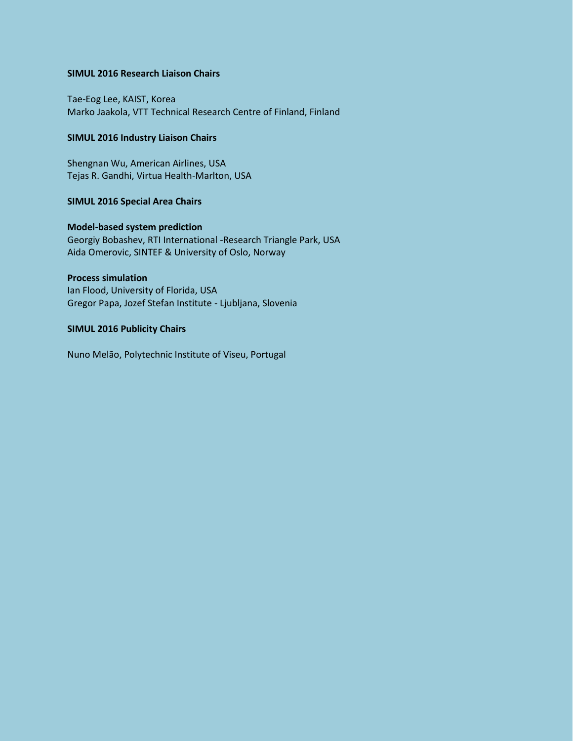**SIMUL 2016 Research Liaison Chairs**

Tae-Eog Lee, KAIST, Korea
Marko Jaakola, VTT Technical Research Centre of Finland, Finland

**SIMUL 2016 Industry Liaison Chairs**

Shengnan Wu, American Airlines, USA
Tejas R. Gandhi, Virtua Health-Marlton, USA

**SIMUL 2016 Special Area Chairs**

**Model-based system prediction**
Georgiy Bobashev, RTI International -Research Triangle Park, USA
Aida Omerovic, SINTEF & University of Oslo, Norway

**Process simulation**
Ian Flood, University of Florida, USA
Gregor Papa, Jozef Stefan Institute - Ljubljana, Slovenia

**SIMUL 2016 Publicity Chairs**

Nuno Melão, Polytechnic Institute of Viseu, Portugal